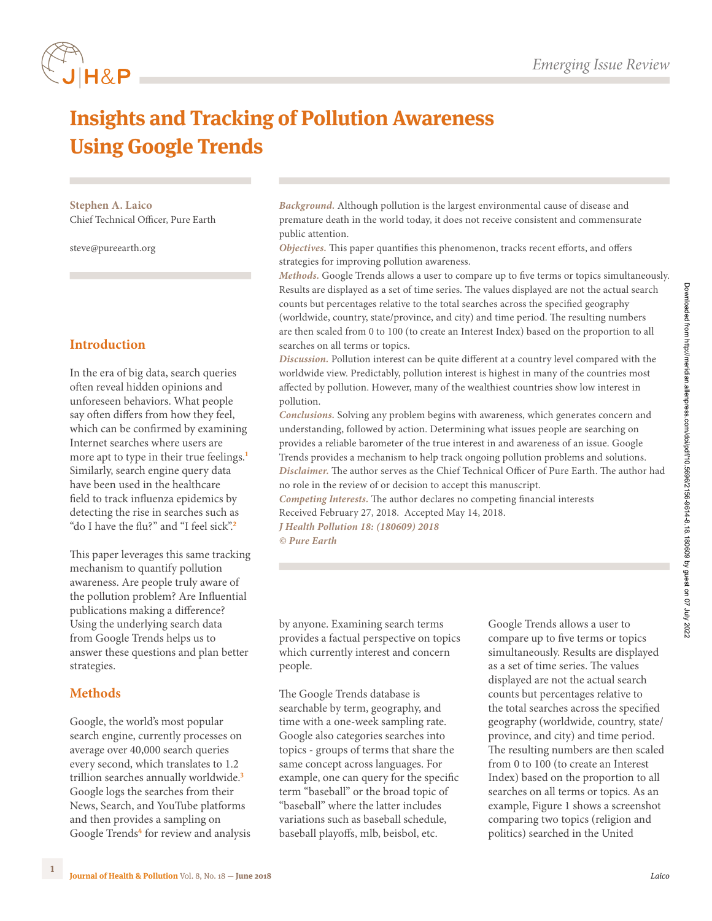Emerging Issue Review

# Insights and Tracking of Pollution Awareness Using Google Trends

**Stephen A. Laico**
Chief Technical Officer, Pure Earth

steve@pureearth.org

***Background.*** Although pollution is the largest environmental cause of disease and premature death in the world today, it does not receive consistent and commensurate public attention.
***Objectives.*** This paper quantifies this phenomenon, tracks recent efforts, and offers strategies for improving pollution awareness.
***Methods.*** Google Trends allows a user to compare up to five terms or topics simultaneously. Results are displayed as a set of time series. The values displayed are not the actual search counts but percentages relative to the total searches across the specified geography (worldwide, country, state/province, and city) and time period. The resulting numbers are then scaled from 0 to 100 (to create an Interest Index) based on the proportion to all searches on all terms or topics.
***Discussion.*** Pollution interest can be quite different at a country level compared with the worldwide view. Predictably, pollution interest is highest in many of the countries most affected by pollution. However, many of the wealthiest countries show low interest in pollution.
***Conclusions.*** Solving any problem begins with awareness, which generates concern and understanding, followed by action. Determining what issues people are searching on provides a reliable barometer of the true interest in and awareness of an issue. Google Trends provides a mechanism to help track ongoing pollution problems and solutions.
***Disclaimer.*** The author serves as the Chief Technical Officer of Pure Earth. The author had no role in the review of or decision to accept this manuscript.
***Competing Interests.*** The author declares no competing financial interests
Received February 27, 2018. Accepted May 14, 2018.
***J Health Pollution 18: (180609) 2018***
***© Pure Earth***

## Introduction

In the era of big data, search queries often reveal hidden opinions and unforeseen behaviors. What people say often differs from how they feel, which can be confirmed by examining Internet searches where users are more apt to type in their true feelings.[1] Similarly, search engine query data have been used in the healthcare field to track influenza epidemics by detecting the rise in searches such as "do I have the flu?" and "I feel sick".[2]

This paper leverages this same tracking mechanism to quantify pollution awareness. Are people truly aware of the pollution problem? Are Influential publications making a difference? Using the underlying search data from Google Trends helps us to answer these questions and plan better strategies.

## Methods

Google, the world's most popular search engine, currently processes on average over 40,000 search queries every second, which translates to 1.2 trillion searches annually worldwide.[3] Google logs the searches from their News, Search, and YouTube platforms and then provides a sampling on Google Trends[4] for review and analysis by anyone. Examining search terms provides a factual perspective on topics which currently interest and concern people.

The Google Trends database is searchable by term, geography, and time with a one-week sampling rate. Google also categories searches into topics - groups of terms that share the same concept across languages. For example, one can query for the specific term "baseball" or the broad topic of "baseball" where the latter includes variations such as baseball schedule, baseball playoffs, mlb, beisbol, etc.

Google Trends allows a user to compare up to five terms or topics simultaneously. Results are displayed as a set of time series. The values displayed are not the actual search counts but percentages relative to the total searches across the specified geography (worldwide, country, state/province, and city) and time period. The resulting numbers are then scaled from 0 to 100 (to create an Interest Index) based on the proportion to all searches on all terms or topics. As an example, Figure 1 shows a screenshot comparing two topics (religion and politics) searched in the United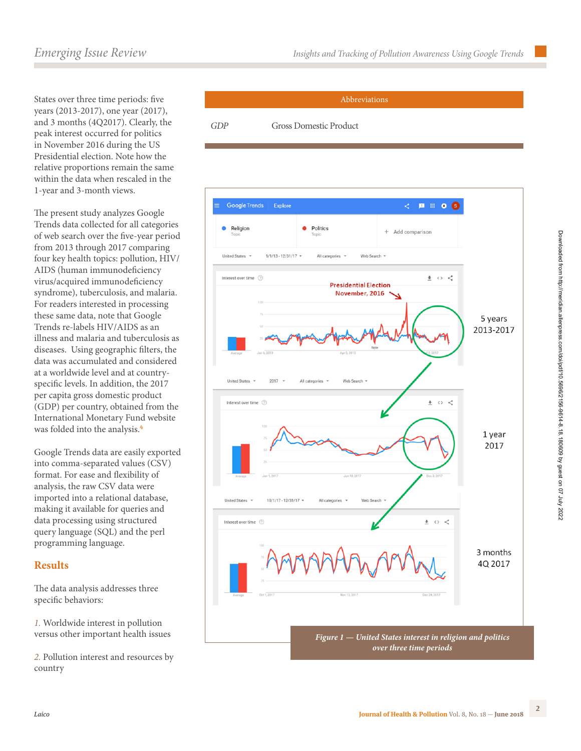States over three time periods: five years (2013-2017), one year (2017), and 3 months (4Q2017). Clearly, the peak interest occurred for politics in November 2016 during the US Presidential election. Note how the relative proportions remain the same within the data when rescaled in the 1-year and 3-month views.

The present study analyzes Google Trends data collected for all categories of web search over the five-year period from 2013 through 2017 comparing four key health topics: pollution, HIV/AIDS (human immunodeficiency virus/acquired immunodeficiency syndrome), tuberculosis, and malaria. For readers interested in processing these same data, note that Google Trends re-labels HIV/AIDS as an illness and malaria and tuberculosis as diseases. Using geographic filters, the data was accumulated and considered at a worldwide level and at country-specific levels. In addition, the 2017 per capita gross domestic product (GDP) per country, obtained from the International Monetary Fund website was folded into the analysis.[4]

Google Trends data are easily exported into comma-separated values (CSV) format. For ease and flexibility of analysis, the raw CSV data were imported into a relational database, making it available for queries and data processing using structured query language (SQL) and the perl programming language.

## Results

The data analysis addresses three specific behaviors:

*1.* Worldwide interest in pollution versus other important health issues

*2.* Pollution interest and resources by country

| Abbreviations | |
|---|---|
| *GDP* | Gross Domestic Product |

*Figure 1 — United States interest in religion and politics over three time periods*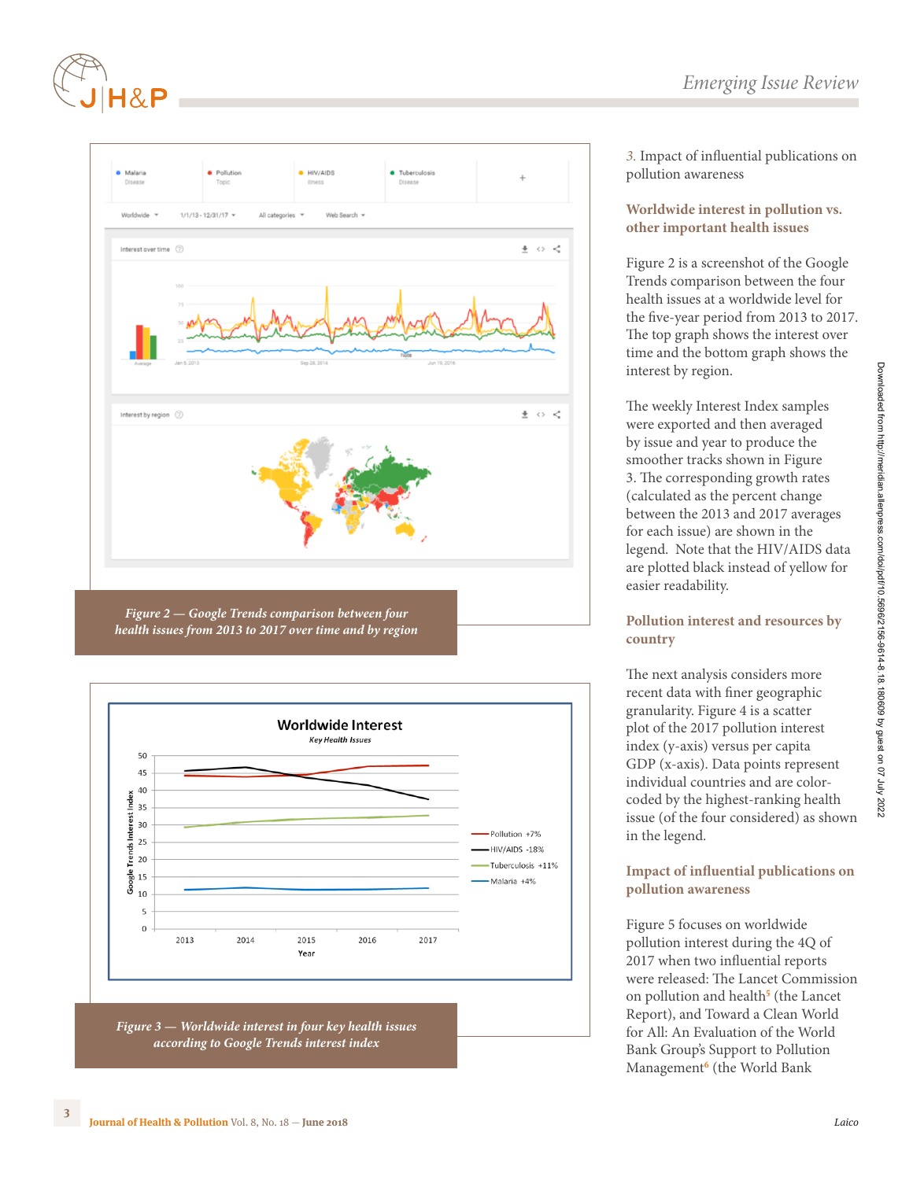*3. Impact of influential publications on pollution awareness*

### Worldwide interest in pollution vs. other important health issues

Figure 2 is a screenshot of the Google Trends comparison between the four health issues at a worldwide level for the five-year period from 2013 to 2017. The top graph shows the interest over time and the bottom graph shows the interest by region.

The weekly Interest Index samples were exported and then averaged by issue and year to produce the smoother tracks shown in Figure 3. The corresponding growth rates (calculated as the percent change between the 2013 and 2017 averages for each issue) are shown in the legend. Note that the HIV/AIDS data are plotted black instead of yellow for easier readability.

### Pollution interest and resources by country

The next analysis considers more recent data with finer geographic granularity. Figure 4 is a scatter plot of the 2017 pollution interest index (y-axis) versus per capita GDP (x-axis). Data points represent individual countries and are color-coded by the highest-ranking health issue (of the four considered) as shown in the legend.

### Impact of influential publications on pollution awareness

Figure 5 focuses on worldwide pollution interest during the 4Q of 2017 when two influential reports were released: The Lancet Commission on pollution and health[5] (the Lancet Report), and Toward a Clean World for All: An Evaluation of the World Bank Group's Support to Pollution Management[6] (the World Bank

*Figure 2 — Google Trends comparison between four health issues from 2013 to 2017 over time and by region*

*Figure 3 — Worldwide interest in four key health issues according to Google Trends interest index*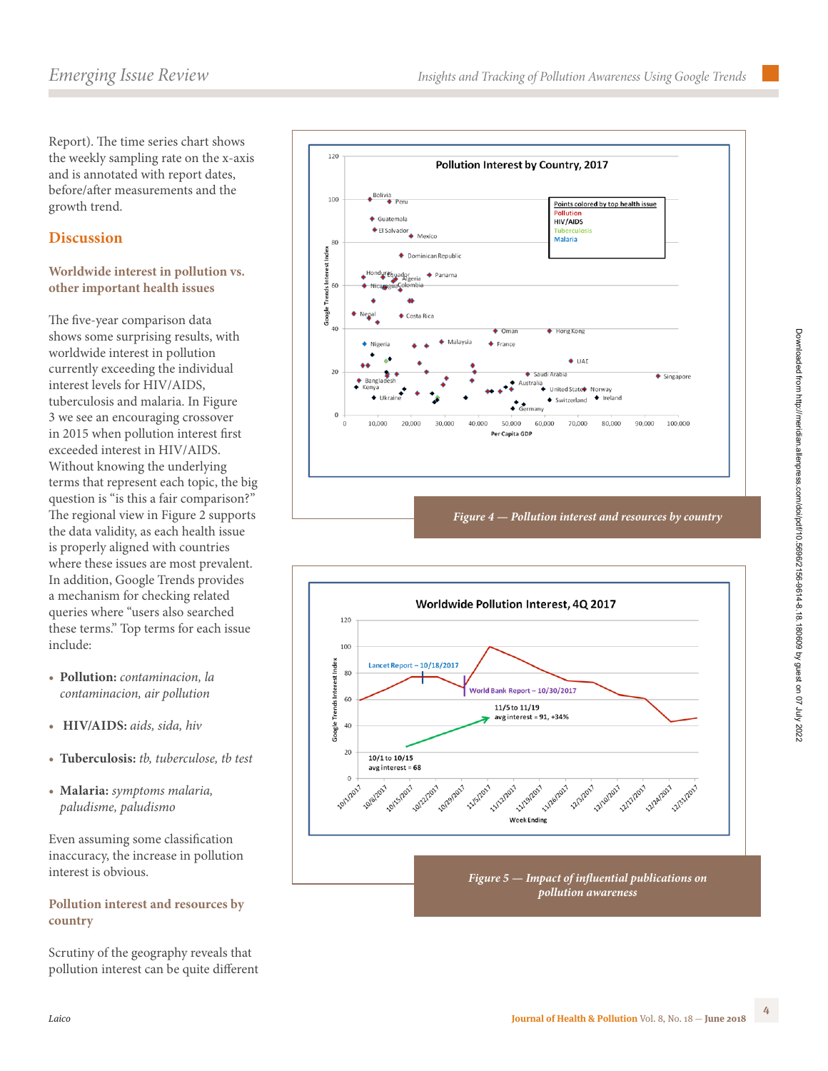Report). The time series chart shows the weekly sampling rate on the x-axis and is annotated with report dates, before/after measurements and the growth trend.

## Discussion

### Worldwide interest in pollution vs. other important health issues

The five-year comparison data shows some surprising results, with worldwide interest in pollution currently exceeding the individual interest levels for HIV/AIDS, tuberculosis and malaria. In Figure 3 we see an encouraging crossover in 2015 when pollution interest first exceeded interest in HIV/AIDS. Without knowing the underlying terms that represent each topic, the big question is "is this a fair comparison?" The regional view in Figure 2 supports the data validity, as each health issue is properly aligned with countries where these issues are most prevalent. In addition, Google Trends provides a mechanism for checking related queries where "users also searched these terms." Top terms for each issue include:

- **Pollution:** *contaminacion, la contaminacion, air pollution*
- **HIV/AIDS:** *aids, sida, hiv*
- **Tuberculosis:** *tb, tuberculose, tb test*
- **Malaria:** *symptoms malaria, paludisme, paludismo*

Even assuming some classification inaccuracy, the increase in pollution interest is obvious.

### Pollution interest and resources by country

Scrutiny of the geography reveals that pollution interest can be quite different

*Figure 4 — Pollution interest and resources by country*

*Figure 5 — Impact of influential publications on pollution awareness*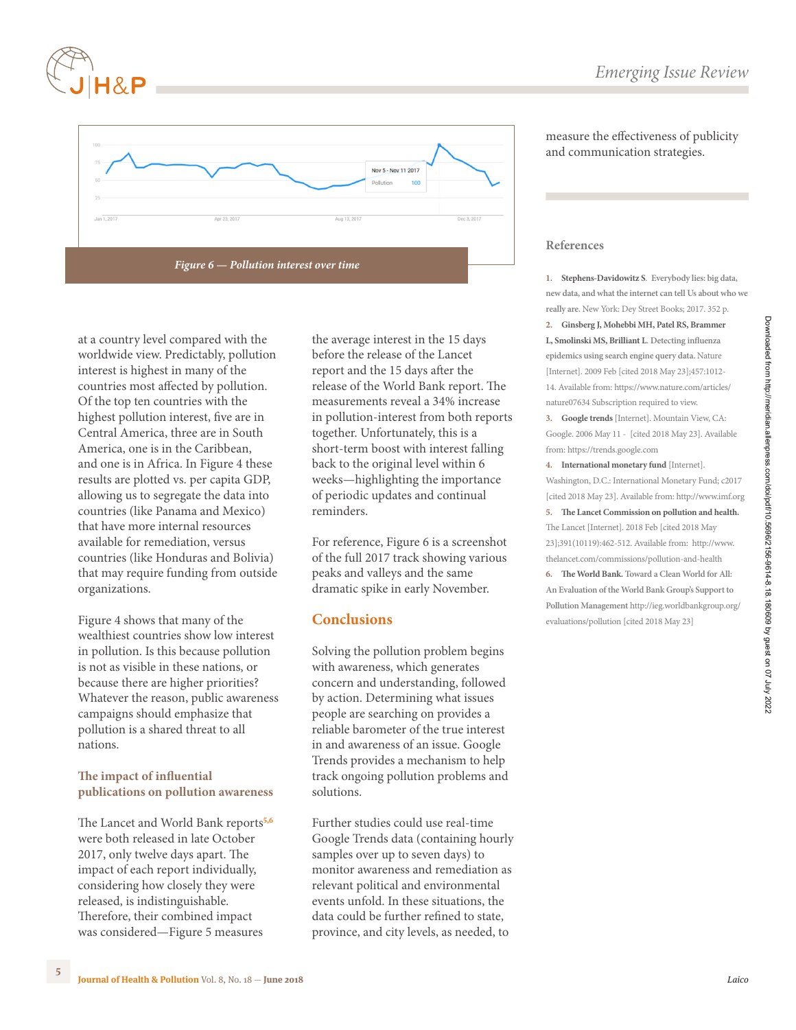100

75

50

25

Jan 1, 2017

Apr 23, 2017

Aug 13, 2017

Dec 3, 2017

Nov 5 - Nov 11 2017

Pollution 100

*Figure 6 — Pollution interest over time*

at a country level compared with the worldwide view. Predictably, pollution interest is highest in many of the countries most affected by pollution. Of the top ten countries with the highest pollution interest, five are in Central America, three are in South America, one is in the Caribbean, and one is in Africa. In Figure 4 these results are plotted vs. per capita GDP, allowing us to segregate the data into countries (like Panama and Mexico) that have more internal resources available for remediation, versus countries (like Honduras and Bolivia) that may require funding from outside organizations.

Figure 4 shows that many of the wealthiest countries show low interest in pollution. Is this because pollution is not as visible in these nations, or because there are higher priorities? Whatever the reason, public awareness campaigns should emphasize that pollution is a shared threat to all nations.

### The impact of influential publications on pollution awareness

The Lancet and World Bank reports[5,6] were both released in late October 2017, only twelve days apart. The impact of each report individually, considering how closely they were released, is indistinguishable. Therefore, their combined impact was considered—Figure 5 measures the average interest in the 15 days before the release of the Lancet report and the 15 days after the release of the World Bank report. The measurements reveal a 34% increase in pollution-interest from both reports together. Unfortunately, this is a short-term boost with interest falling back to the original level within 6 weeks—highlighting the importance of periodic updates and continual reminders.

For reference, Figure 6 is a screenshot of the full 2017 track showing various peaks and valleys and the same dramatic spike in early November.

## Conclusions

Solving the pollution problem begins with awareness, which generates concern and understanding, followed by action. Determining what issues people are searching on provides a reliable barometer of the true interest in and awareness of an issue. Google Trends provides a mechanism to help track ongoing pollution problems and solutions.

Further studies could use real-time Google Trends data (containing hourly samples over up to seven days) to monitor awareness and remediation as relevant political and environmental events unfold. In these situations, the data could be further refined to state, province, and city levels, as needed, to measure the effectiveness of publicity and communication strategies.

## References

1. **Stephens-Davidowitz S.** Everybody lies: big data, new data, and what the internet can tell Us about who we really are. New York: Dey Street Books; 2017. 352 p.
2. **Ginsberg J, Mohebbi MH, Patel RS, Brammer L, Smolinski MS, Brilliant L.** Detecting influenza epidemics using search engine query data. Nature [Internet]. 2009 Feb [cited 2018 May 23];457:1012-14. Available from: https://www.nature.com/articles/nature07634 Subscription required to view.
3. **Google trends** [Internet]. Mountain View, CA: Google. 2006 May 11 - [cited 2018 May 23]. Available from: https://trends.google.com
4. **International monetary fund** [Internet]. Washington, D.C.: International Monetary Fund; c2017 [cited 2018 May 23]. Available from: http://www.imf.org
5. **The Lancet Commission on pollution and health.** The Lancet [Internet]. 2018 Feb [cited 2018 May 23];391(10119):462-512. Available from: http://www.thelancet.com/commissions/pollution-and-health
6. **The World Bank.** Toward a Clean World for All: An Evaluation of the World Bank Group's Support to Pollution Management http://ieg.worldbankgroup.org/evaluations/pollution [cited 2018 May 23]